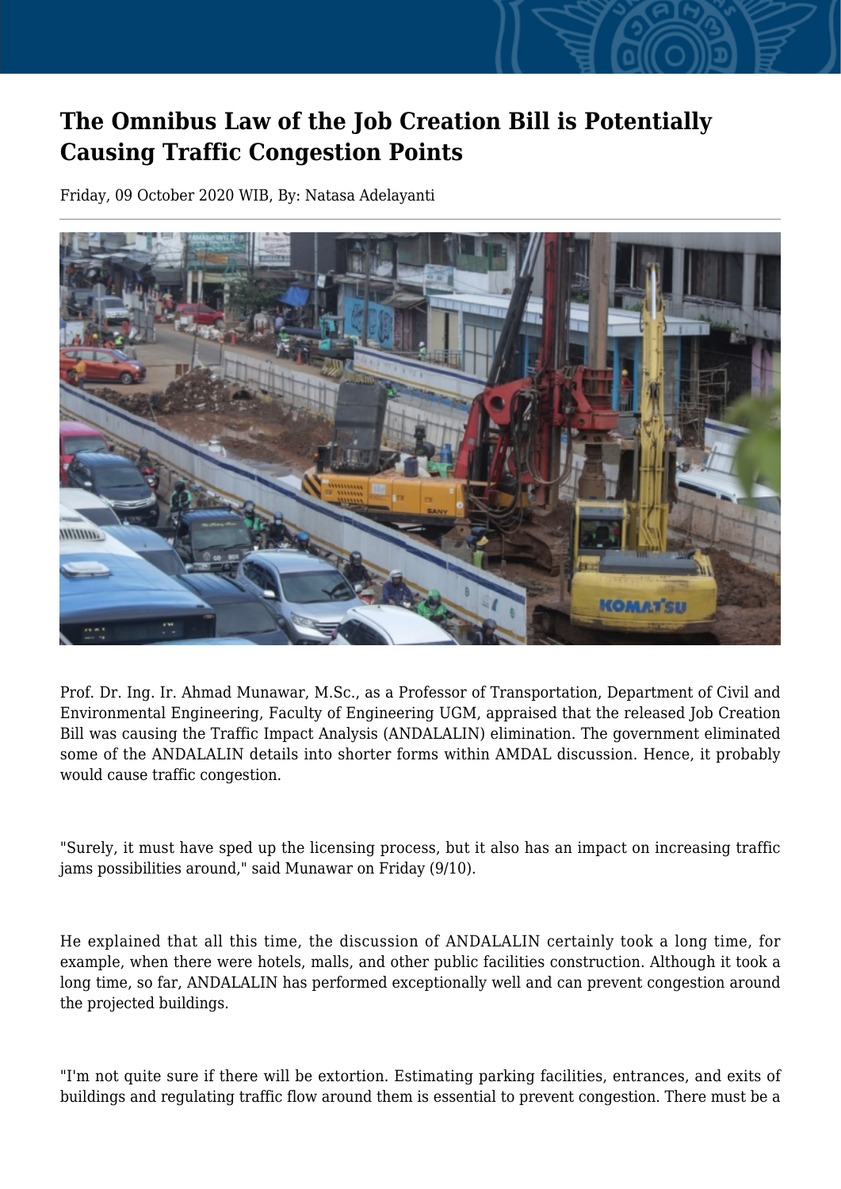# The Omnibus Law of the Job Creation Bill is Potentially Causing Traffic Congestion Points

Friday, 09 October 2020 WIB, By: Natasa Adelayanti

Prof. Dr. Ing. Ir. Ahmad Munawar, M.Sc., as a Professor of Transportation, Department of Civil and Environmental Engineering, Faculty of Engineering UGM, appraised that the released Job Creation Bill was causing the Traffic Impact Analysis (ANDALALIN) elimination. The government eliminated some of the ANDALALIN details into shorter forms within AMDAL discussion. Hence, it probably would cause traffic congestion.

"Surely, it must have sped up the licensing process, but it also has an impact on increasing traffic jams possibilities around," said Munawar on Friday (9/10).

He explained that all this time, the discussion of ANDALALIN certainly took a long time, for example, when there were hotels, malls, and other public facilities construction. Although it took a long time, so far, ANDALALIN has performed exceptionally well and can prevent congestion around the projected buildings.

"I'm not quite sure if there will be extortion. Estimating parking facilities, entrances, and exits of buildings and regulating traffic flow around them is essential to prevent congestion. There must be a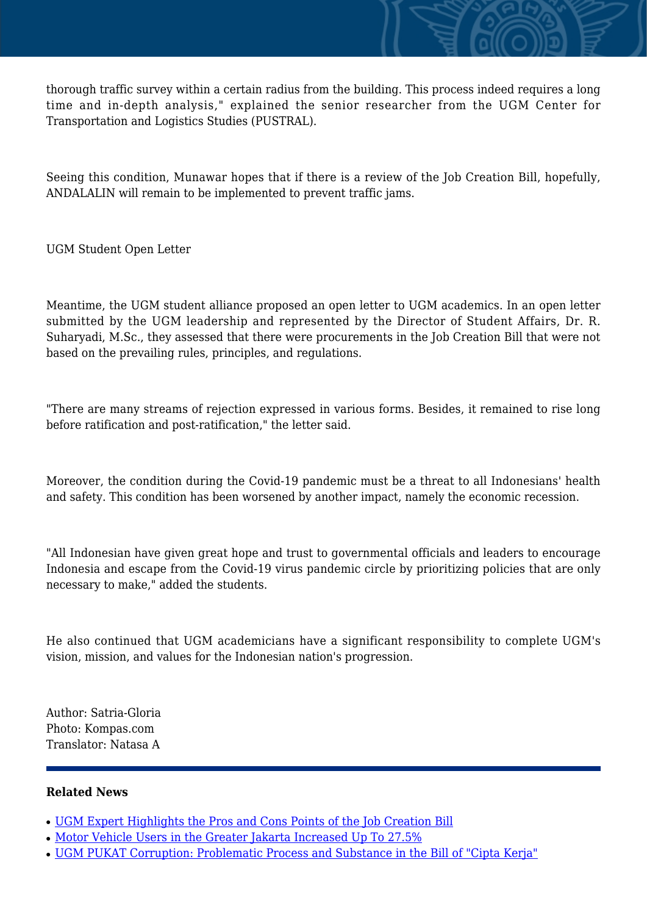thorough traffic survey within a certain radius from the building. This process indeed requires a long time and in-depth analysis," explained the senior researcher from the UGM Center for Transportation and Logistics Studies (PUSTRAL).

Seeing this condition, Munawar hopes that if there is a review of the Job Creation Bill, hopefully, ANDALALIN will remain to be implemented to prevent traffic jams.

UGM Student Open Letter

Meantime, the UGM student alliance proposed an open letter to UGM academics. In an open letter submitted by the UGM leadership and represented by the Director of Student Affairs, Dr. R. Suharyadi, M.Sc., they assessed that there were procurements in the Job Creation Bill that were not based on the prevailing rules, principles, and regulations.

"There are many streams of rejection expressed in various forms. Besides, it remained to rise long before ratification and post-ratification," the letter said.

Moreover, the condition during the Covid-19 pandemic must be a threat to all Indonesians' health and safety. This condition has been worsened by another impact, namely the economic recession.

"All Indonesian have given great hope and trust to governmental officials and leaders to encourage Indonesia and escape from the Covid-19 virus pandemic circle by prioritizing policies that are only necessary to make," added the students.

He also continued that UGM academicians have a significant responsibility to complete UGM's vision, mission, and values for the Indonesian nation's progression.

Author: Satria-Gloria
Photo: Kompas.com
Translator: Natasa A

---

**Related News**

- UGM Expert Highlights the Pros and Cons Points of the Job Creation Bill
- Motor Vehicle Users in the Greater Jakarta Increased Up To 27.5%
- UGM PUKAT Corruption: Problematic Process and Substance in the Bill of "Cipta Kerja"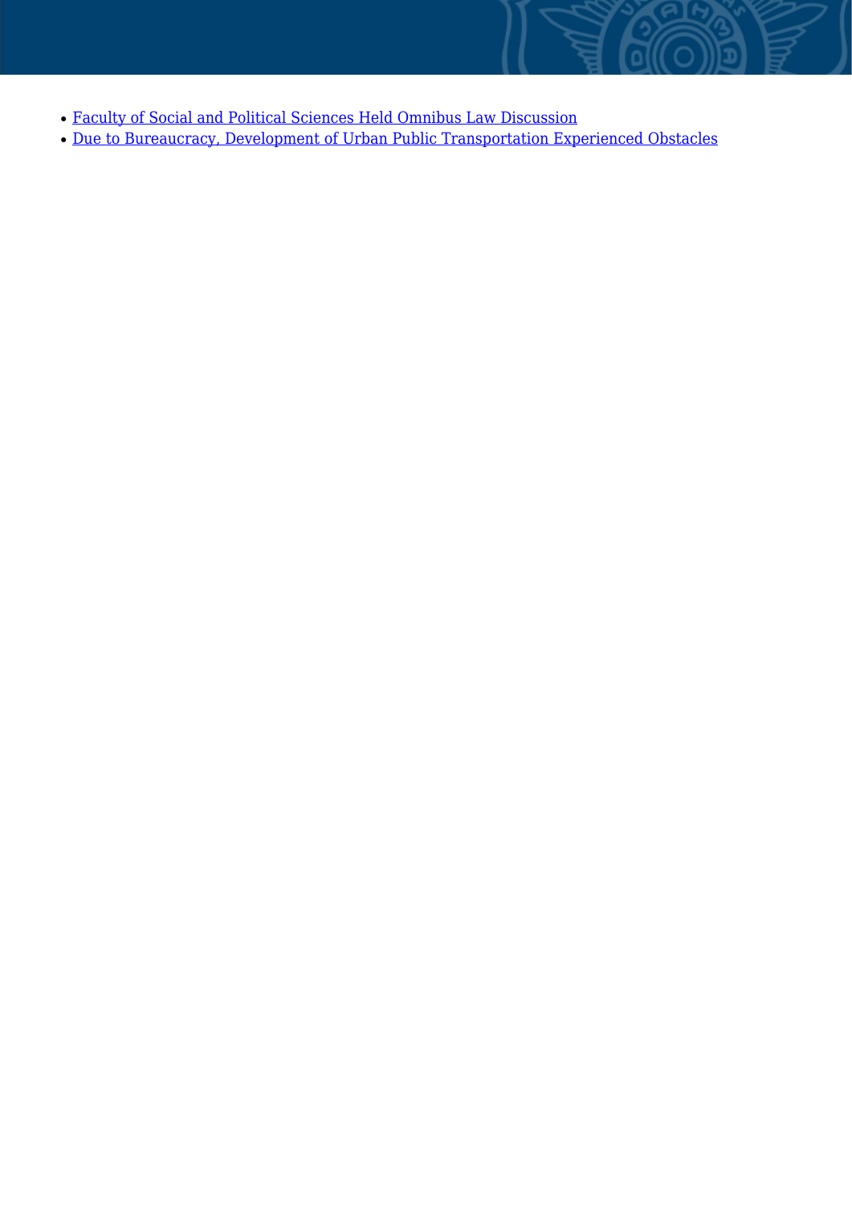- Faculty of Social and Political Sciences Held Omnibus Law Discussion
- Due to Bureaucracy, Development of Urban Public Transportation Experienced Obstacles